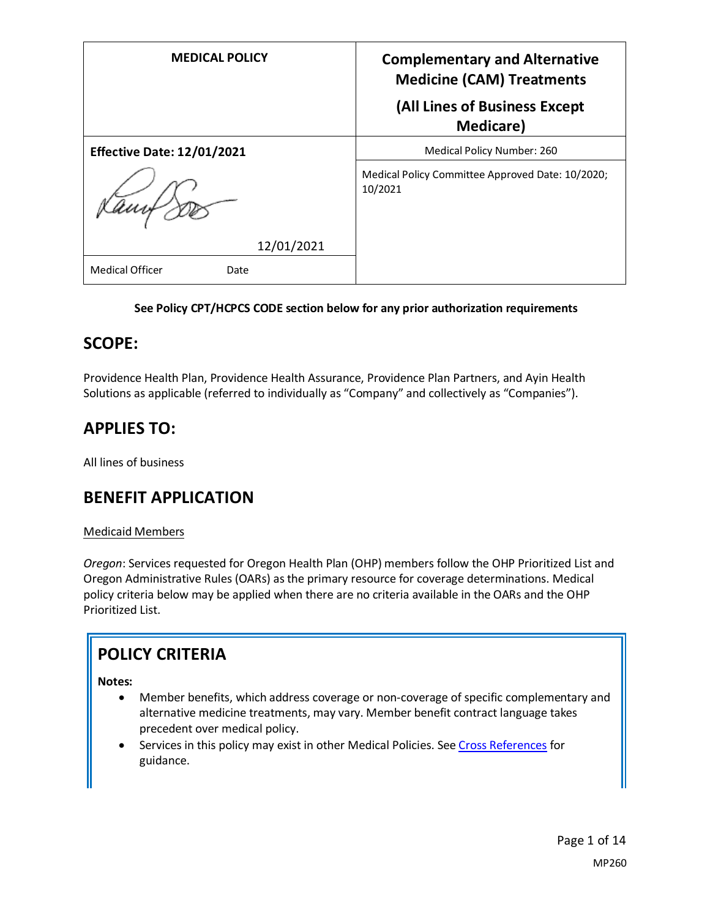| MEDICAL POLICY | Complementary and Alternative Medicine (CAM) Treatments (All Lines of Business Except Medicare) |
| --- | --- |
| **Effective Date: 12/01/2021** | Medical Policy Number: 260 |
| 12/01/2021 | Medical Policy Committee Approved Date: 10/2020; 10/2021 |
| Medical Officer Date | |

**See Policy CPT/HCPCS CODE section below for any prior authorization requirements**

## SCOPE:

Providence Health Plan, Providence Health Assurance, Providence Plan Partners, and Ayin Health Solutions as applicable (referred to individually as "Company" and collectively as "Companies").

## APPLIES TO:

All lines of business

## BENEFIT APPLICATION

Medicaid Members

*Oregon*: Services requested for Oregon Health Plan (OHP) members follow the OHP Prioritized List and Oregon Administrative Rules (OARs) as the primary resource for coverage determinations. Medical policy criteria below may be applied when there are no criteria available in the OARs and the OHP Prioritized List.

## POLICY CRITERIA

**Notes:**

- Member benefits, which address coverage or non-coverage of specific complementary and alternative medicine treatments, may vary. Member benefit contract language takes precedent over medical policy.
- Services in this policy may exist in other Medical Policies. See Cross References for guidance.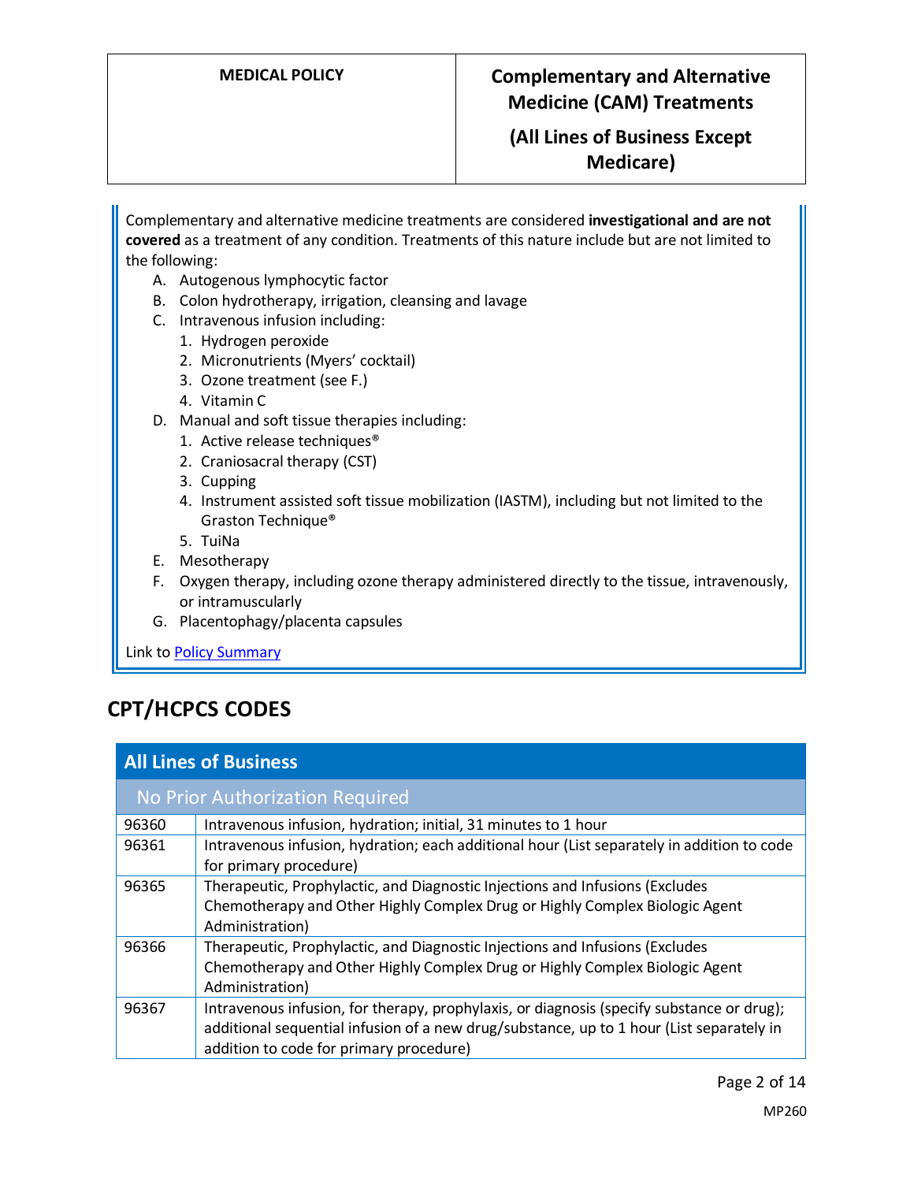Complementary and alternative medicine treatments are considered **investigational and are not covered** as a treatment of any condition. Treatments of this nature include but are not limited to the following:

A. Autogenous lymphocytic factor
B. Colon hydrotherapy, irrigation, cleansing and lavage
C. Intravenous infusion including:
   1. Hydrogen peroxide
   2. Micronutrients (Myers' cocktail)
   3. Ozone treatment (see F.)
   4. Vitamin C
D. Manual and soft tissue therapies including:
   1. Active release techniques®
   2. Craniosacral therapy (CST)
   3. Cupping
   4. Instrument assisted soft tissue mobilization (IASTM), including but not limited to the Graston Technique®
   5. TuiNa
E. Mesotherapy
F. Oxygen therapy, including ozone therapy administered directly to the tissue, intravenously, or intramuscularly
G. Placentophagy/placenta capsules

Link to [Policy Summary](#)

## CPT/HCPCS CODES

| All Lines of Business | |
|---|---|
| **No Prior Authorization Required** | |
| 96360 | Intravenous infusion, hydration; initial, 31 minutes to 1 hour |
| 96361 | Intravenous infusion, hydration; each additional hour (List separately in addition to code for primary procedure) |
| 96365 | Therapeutic, Prophylactic, and Diagnostic Injections and Infusions (Excludes Chemotherapy and Other Highly Complex Drug or Highly Complex Biologic Agent Administration) |
| 96366 | Therapeutic, Prophylactic, and Diagnostic Injections and Infusions (Excludes Chemotherapy and Other Highly Complex Drug or Highly Complex Biologic Agent Administration) |
| 96367 | Intravenous infusion, for therapy, prophylaxis, or diagnosis (specify substance or drug); additional sequential infusion of a new drug/substance, up to 1 hour (List separately in addition to code for primary procedure) |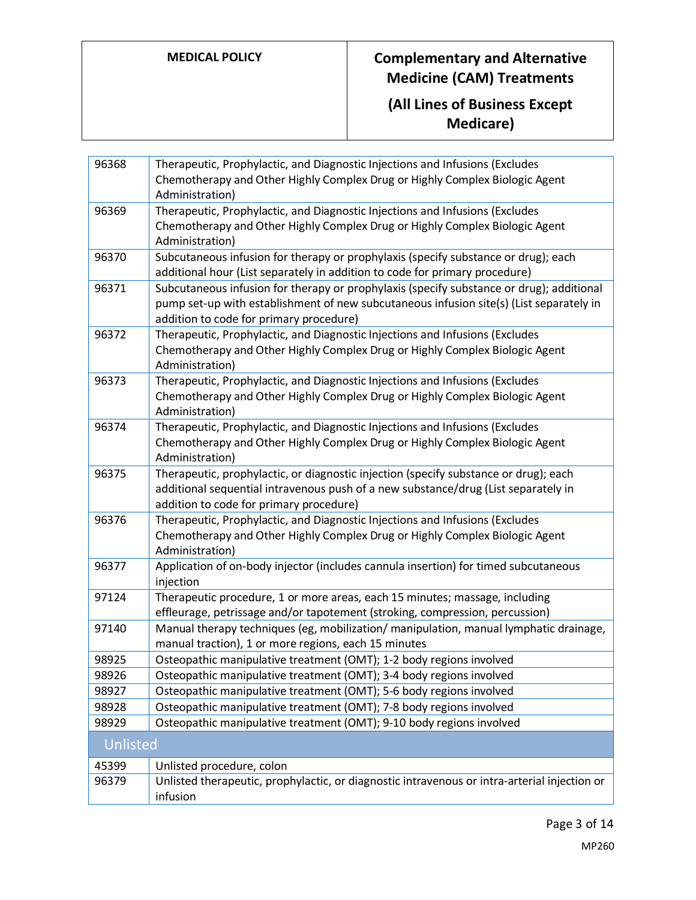| | |
|---|---|
| 96368 | Therapeutic, Prophylactic, and Diagnostic Injections and Infusions (Excludes Chemotherapy and Other Highly Complex Drug or Highly Complex Biologic Agent Administration) |
| 96369 | Therapeutic, Prophylactic, and Diagnostic Injections and Infusions (Excludes Chemotherapy and Other Highly Complex Drug or Highly Complex Biologic Agent Administration) |
| 96370 | Subcutaneous infusion for therapy or prophylaxis (specify substance or drug); each additional hour (List separately in addition to code for primary procedure) |
| 96371 | Subcutaneous infusion for therapy or prophylaxis (specify substance or drug); additional pump set-up with establishment of new subcutaneous infusion site(s) (List separately in addition to code for primary procedure) |
| 96372 | Therapeutic, Prophylactic, and Diagnostic Injections and Infusions (Excludes Chemotherapy and Other Highly Complex Drug or Highly Complex Biologic Agent Administration) |
| 96373 | Therapeutic, Prophylactic, and Diagnostic Injections and Infusions (Excludes Chemotherapy and Other Highly Complex Drug or Highly Complex Biologic Agent Administration) |
| 96374 | Therapeutic, Prophylactic, and Diagnostic Injections and Infusions (Excludes Chemotherapy and Other Highly Complex Drug or Highly Complex Biologic Agent Administration) |
| 96375 | Therapeutic, prophylactic, or diagnostic injection (specify substance or drug); each additional sequential intravenous push of a new substance/drug (List separately in addition to code for primary procedure) |
| 96376 | Therapeutic, Prophylactic, and Diagnostic Injections and Infusions (Excludes Chemotherapy and Other Highly Complex Drug or Highly Complex Biologic Agent Administration) |
| 96377 | Application of on-body injector (includes cannula insertion) for timed subcutaneous injection |
| 97124 | Therapeutic procedure, 1 or more areas, each 15 minutes; massage, including effleurage, petrissage and/or tapotement (stroking, compression, percussion) |
| 97140 | Manual therapy techniques (eg, mobilization/ manipulation, manual lymphatic drainage, manual traction), 1 or more regions, each 15 minutes |
| 98925 | Osteopathic manipulative treatment (OMT); 1-2 body regions involved |
| 98926 | Osteopathic manipulative treatment (OMT); 3-4 body regions involved |
| 98927 | Osteopathic manipulative treatment (OMT); 5-6 body regions involved |
| 98928 | Osteopathic manipulative treatment (OMT); 7-8 body regions involved |
| 98929 | Osteopathic manipulative treatment (OMT); 9-10 body regions involved |
| **Unlisted** | |
| 45399 | Unlisted procedure, colon |
| 96379 | Unlisted therapeutic, prophylactic, or diagnostic intravenous or intra-arterial injection or infusion |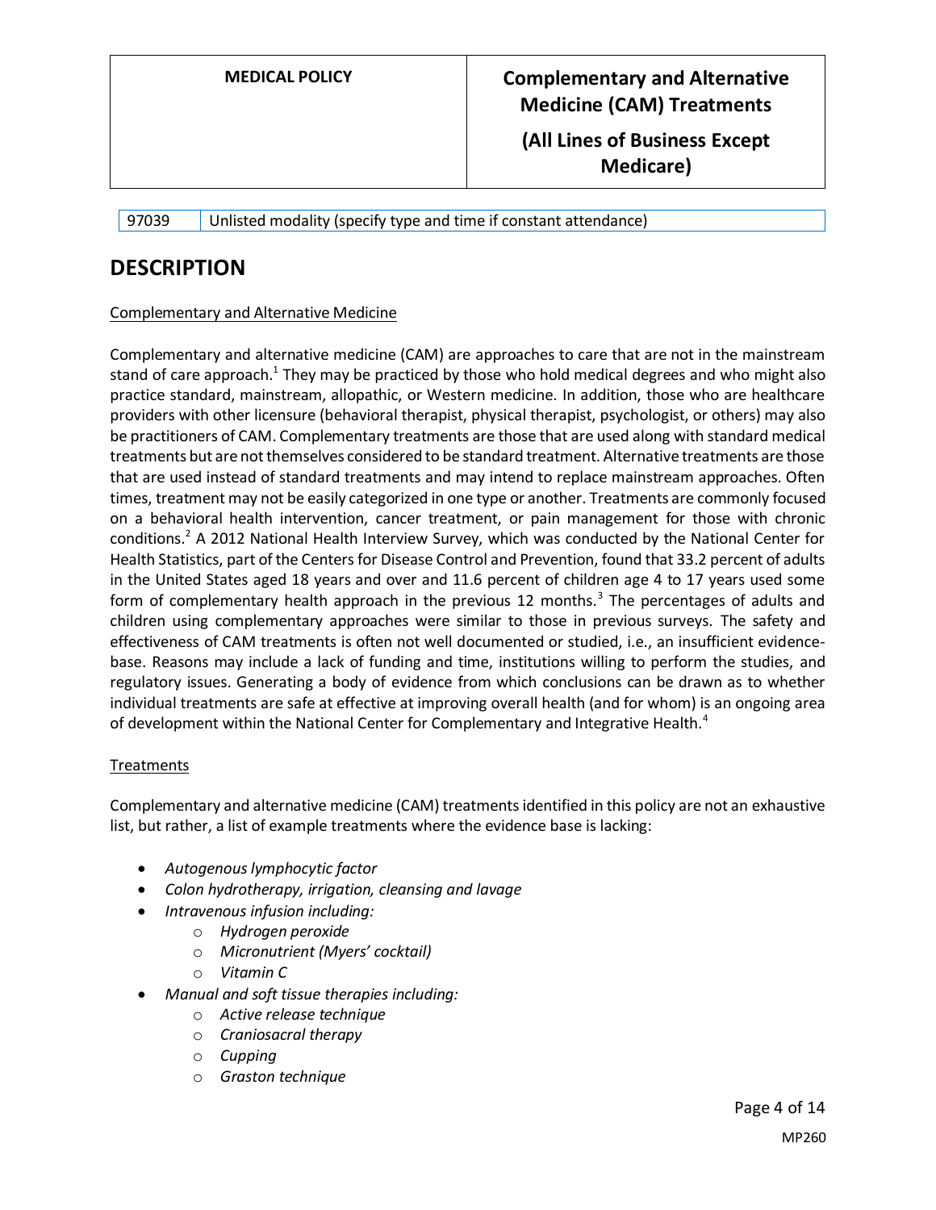| 97039 | Unlisted modality (specify type and time if constant attendance) |
|---|---|

## DESCRIPTION

Complementary and Alternative Medicine

Complementary and alternative medicine (CAM) are approaches to care that are not in the mainstream stand of care approach.[1] They may be practiced by those who hold medical degrees and who might also practice standard, mainstream, allopathic, or Western medicine. In addition, those who are healthcare providers with other licensure (behavioral therapist, physical therapist, psychologist, or others) may also be practitioners of CAM. Complementary treatments are those that are used along with standard medical treatments but are not themselves considered to be standard treatment. Alternative treatments are those that are used instead of standard treatments and may intend to replace mainstream approaches. Often times, treatment may not be easily categorized in one type or another. Treatments are commonly focused on a behavioral health intervention, cancer treatment, or pain management for those with chronic conditions.[2] A 2012 National Health Interview Survey, which was conducted by the National Center for Health Statistics, part of the Centers for Disease Control and Prevention, found that 33.2 percent of adults in the United States aged 18 years and over and 11.6 percent of children age 4 to 17 years used some form of complementary health approach in the previous 12 months.[3] The percentages of adults and children using complementary approaches were similar to those in previous surveys. The safety and effectiveness of CAM treatments is often not well documented or studied, i.e., an insufficient evidence-base. Reasons may include a lack of funding and time, institutions willing to perform the studies, and regulatory issues. Generating a body of evidence from which conclusions can be drawn as to whether individual treatments are safe at effective at improving overall health (and for whom) is an ongoing area of development within the National Center for Complementary and Integrative Health.[4]

Treatments

Complementary and alternative medicine (CAM) treatments identified in this policy are not an exhaustive list, but rather, a list of example treatments where the evidence base is lacking:

- *Autogenous lymphocytic factor*
- *Colon hydrotherapy, irrigation, cleansing and lavage*
- *Intravenous infusion including:*
  - *Hydrogen peroxide*
  - *Micronutrient (Myers' cocktail)*
  - *Vitamin C*
- *Manual and soft tissue therapies including:*
  - *Active release technique*
  - *Craniosacral therapy*
  - *Cupping*
  - *Graston technique*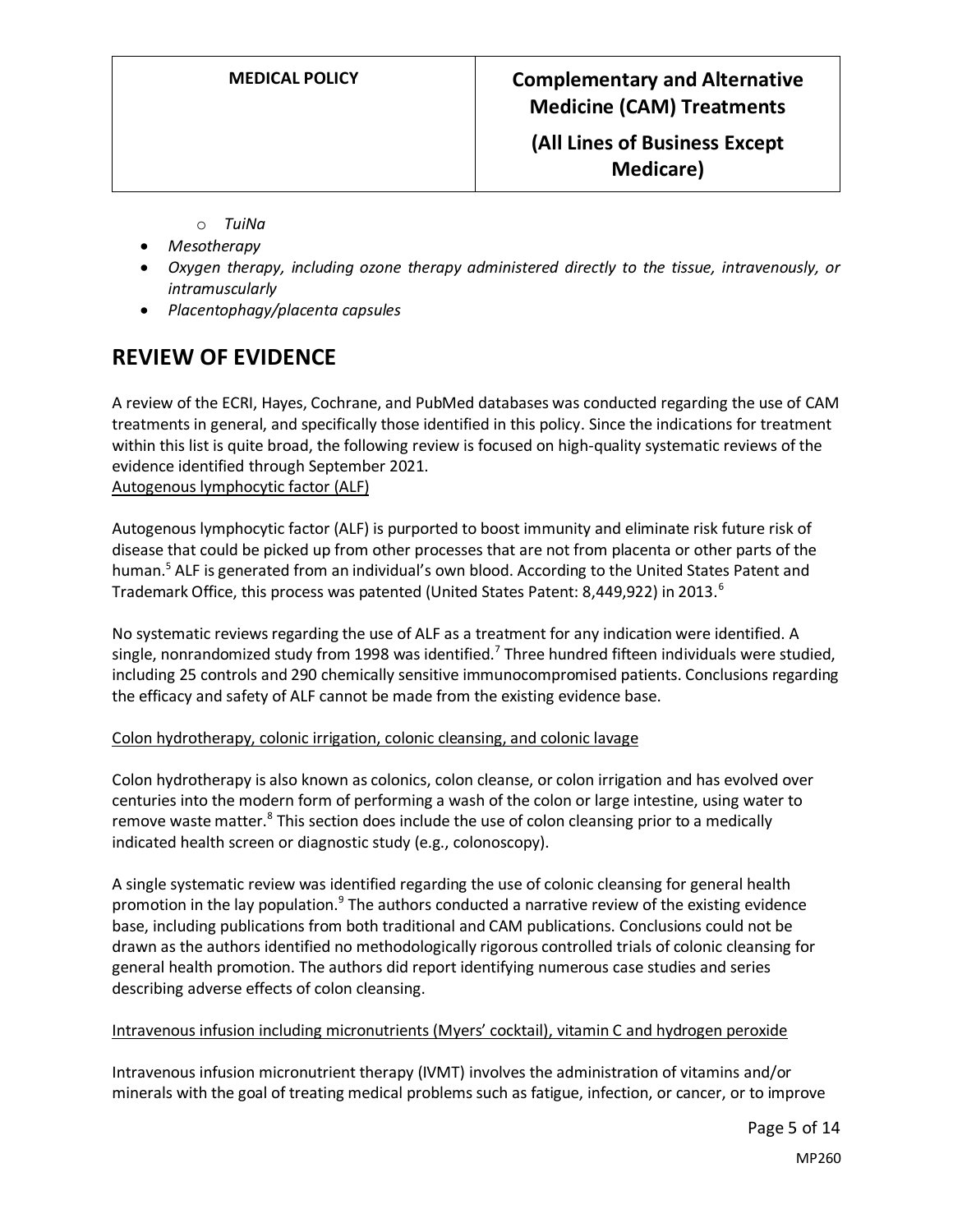- *TuiNa*
- *Mesotherapy*
- *Oxygen therapy, including ozone therapy administered directly to the tissue, intravenously, or intramuscularly*
- *Placentophagy/placenta capsules*

# REVIEW OF EVIDENCE

A review of the ECRI, Hayes, Cochrane, and PubMed databases was conducted regarding the use of CAM treatments in general, and specifically those identified in this policy. Since the indications for treatment within this list is quite broad, the following review is focused on high-quality systematic reviews of the evidence identified through September 2021.

Autogenous lymphocytic factor (ALF)

Autogenous lymphocytic factor (ALF) is purported to boost immunity and eliminate risk future risk of disease that could be picked up from other processes that are not from placenta or other parts of the human.[5] ALF is generated from an individual's own blood. According to the United States Patent and Trademark Office, this process was patented (United States Patent: 8,449,922) in 2013.[6]

No systematic reviews regarding the use of ALF as a treatment for any indication were identified. A single, nonrandomized study from 1998 was identified.[7] Three hundred fifteen individuals were studied, including 25 controls and 290 chemically sensitive immunocompromised patients. Conclusions regarding the efficacy and safety of ALF cannot be made from the existing evidence base.

Colon hydrotherapy, colonic irrigation, colonic cleansing, and colonic lavage

Colon hydrotherapy is also known as colonics, colon cleanse, or colon irrigation and has evolved over centuries into the modern form of performing a wash of the colon or large intestine, using water to remove waste matter.[8] This section does include the use of colon cleansing prior to a medically indicated health screen or diagnostic study (e.g., colonoscopy).

A single systematic review was identified regarding the use of colonic cleansing for general health promotion in the lay population.[9] The authors conducted a narrative review of the existing evidence base, including publications from both traditional and CAM publications. Conclusions could not be drawn as the authors identified no methodologically rigorous controlled trials of colonic cleansing for general health promotion. The authors did report identifying numerous case studies and series describing adverse effects of colon cleansing.

Intravenous infusion including micronutrients (Myers' cocktail), vitamin C and hydrogen peroxide

Intravenous infusion micronutrient therapy (IVMT) involves the administration of vitamins and/or minerals with the goal of treating medical problems such as fatigue, infection, or cancer, or to improve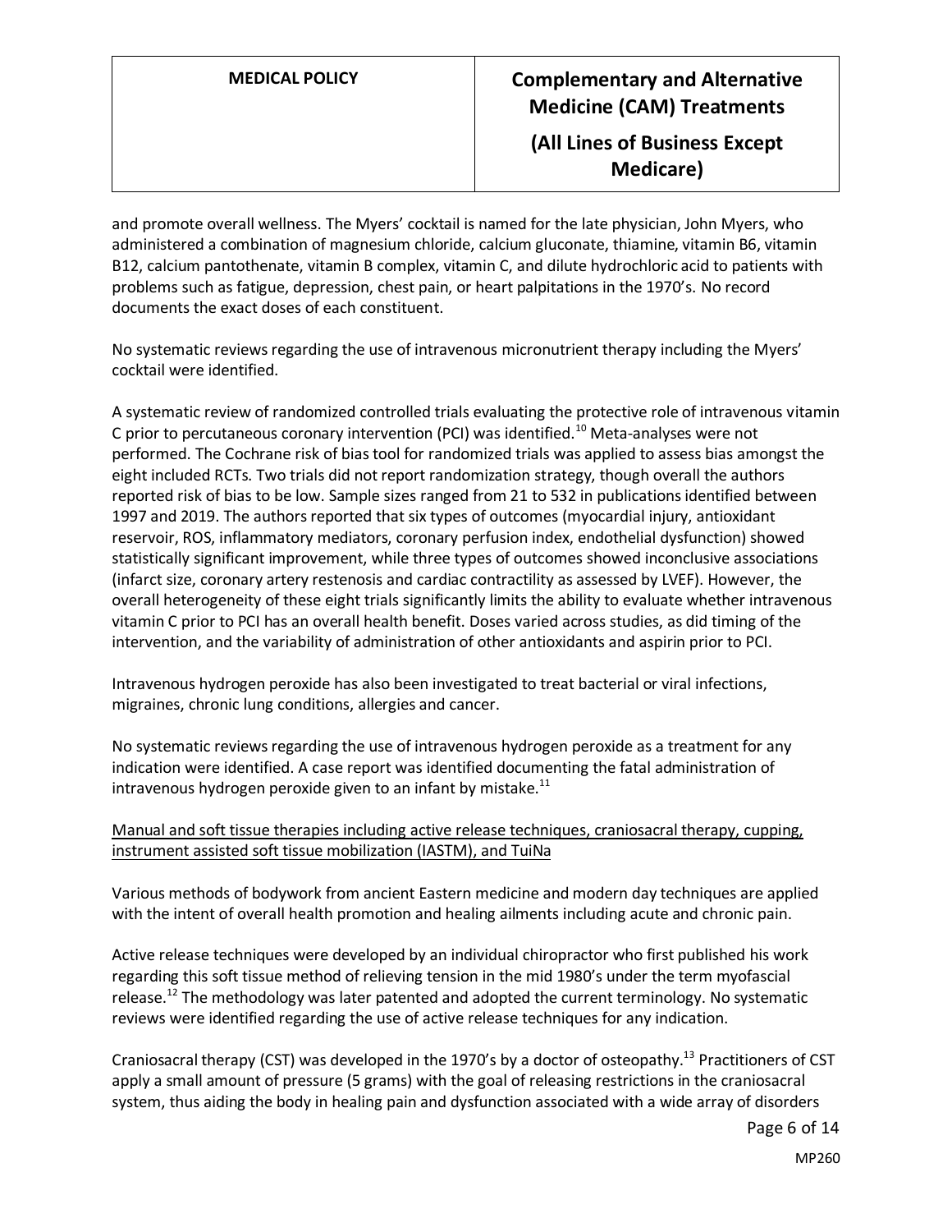and promote overall wellness. The Myers' cocktail is named for the late physician, John Myers, who administered a combination of magnesium chloride, calcium gluconate, thiamine, vitamin B6, vitamin B12, calcium pantothenate, vitamin B complex, vitamin C, and dilute hydrochloric acid to patients with problems such as fatigue, depression, chest pain, or heart palpitations in the 1970's. No record documents the exact doses of each constituent.

No systematic reviews regarding the use of intravenous micronutrient therapy including the Myers' cocktail were identified.

A systematic review of randomized controlled trials evaluating the protective role of intravenous vitamin C prior to percutaneous coronary intervention (PCI) was identified.[10] Meta-analyses were not performed. The Cochrane risk of bias tool for randomized trials was applied to assess bias amongst the eight included RCTs. Two trials did not report randomization strategy, though overall the authors reported risk of bias to be low. Sample sizes ranged from 21 to 532 in publications identified between 1997 and 2019. The authors reported that six types of outcomes (myocardial injury, antioxidant reservoir, ROS, inflammatory mediators, coronary perfusion index, endothelial dysfunction) showed statistically significant improvement, while three types of outcomes showed inconclusive associations (infarct size, coronary artery restenosis and cardiac contractility as assessed by LVEF). However, the overall heterogeneity of these eight trials significantly limits the ability to evaluate whether intravenous vitamin C prior to PCI has an overall health benefit. Doses varied across studies, as did timing of the intervention, and the variability of administration of other antioxidants and aspirin prior to PCI.

Intravenous hydrogen peroxide has also been investigated to treat bacterial or viral infections, migraines, chronic lung conditions, allergies and cancer.

No systematic reviews regarding the use of intravenous hydrogen peroxide as a treatment for any indication were identified. A case report was identified documenting the fatal administration of intravenous hydrogen peroxide given to an infant by mistake.[11]

<u>Manual and soft tissue therapies including active release techniques, craniosacral therapy, cupping, instrument assisted soft tissue mobilization (IASTM), and TuiNa</u>

Various methods of bodywork from ancient Eastern medicine and modern day techniques are applied with the intent of overall health promotion and healing ailments including acute and chronic pain.

Active release techniques were developed by an individual chiropractor who first published his work regarding this soft tissue method of relieving tension in the mid 1980's under the term myofascial release.[12] The methodology was later patented and adopted the current terminology. No systematic reviews were identified regarding the use of active release techniques for any indication.

Craniosacral therapy (CST) was developed in the 1970's by a doctor of osteopathy.[13] Practitioners of CST apply a small amount of pressure (5 grams) with the goal of releasing restrictions in the craniosacral system, thus aiding the body in healing pain and dysfunction associated with a wide array of disorders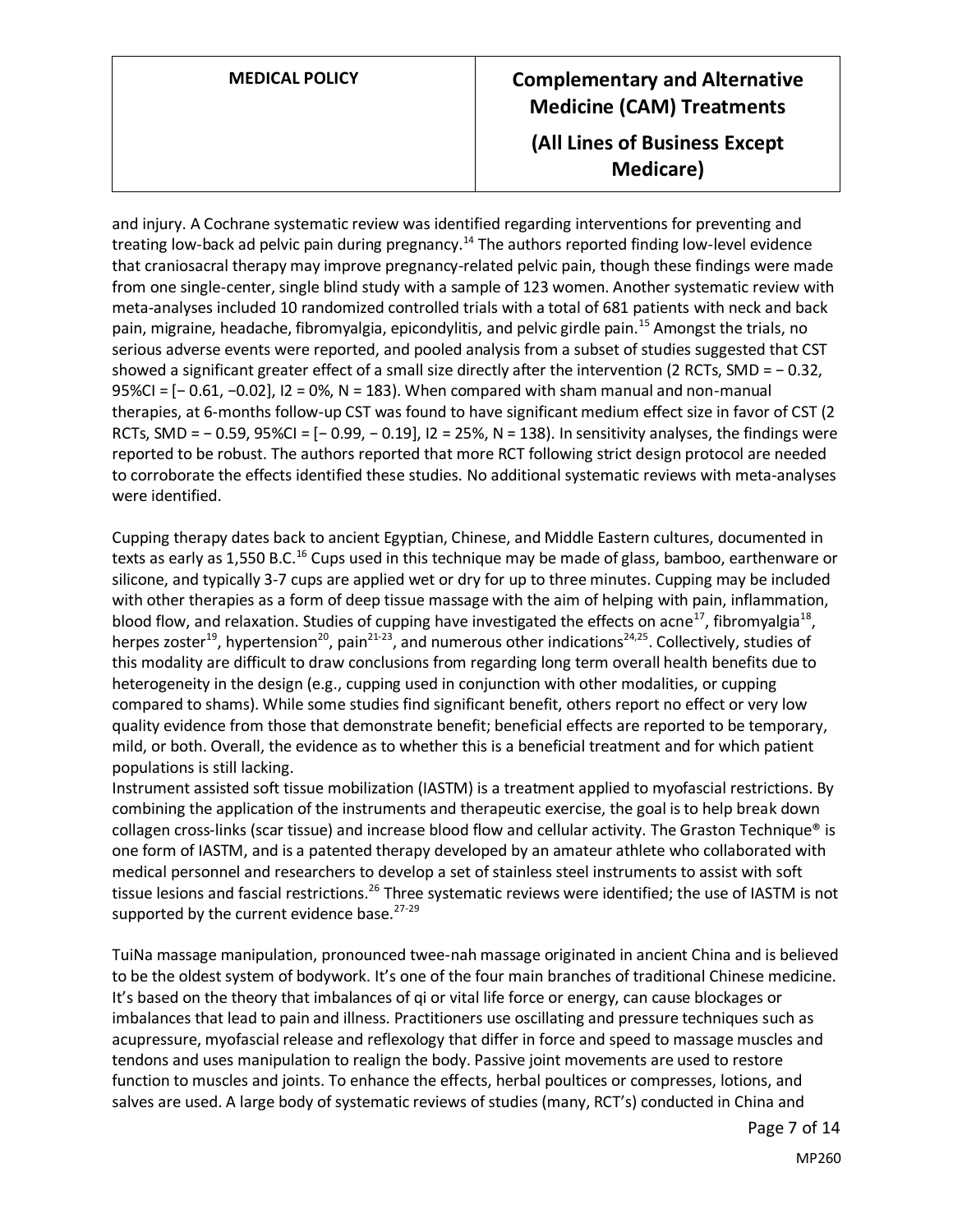and injury. A Cochrane systematic review was identified regarding interventions for preventing and treating low-back ad pelvic pain during pregnancy.[14] The authors reported finding low-level evidence that craniosacral therapy may improve pregnancy-related pelvic pain, though these findings were made from one single-center, single blind study with a sample of 123 women. Another systematic review with meta-analyses included 10 randomized controlled trials with a total of 681 patients with neck and back pain, migraine, headache, fibromyalgia, epicondylitis, and pelvic girdle pain.[15] Amongst the trials, no serious adverse events were reported, and pooled analysis from a subset of studies suggested that CST showed a significant greater effect of a small size directly after the intervention (2 RCTs, SMD = − 0.32, 95%CI = [− 0.61, −0.02], I2 = 0%, N = 183). When compared with sham manual and non-manual therapies, at 6-months follow-up CST was found to have significant medium effect size in favor of CST (2 RCTs, SMD = − 0.59, 95%CI = [− 0.99, − 0.19], I2 = 25%, N = 138). In sensitivity analyses, the findings were reported to be robust. The authors reported that more RCT following strict design protocol are needed to corroborate the effects identified these studies. No additional systematic reviews with meta-analyses were identified.

Cupping therapy dates back to ancient Egyptian, Chinese, and Middle Eastern cultures, documented in texts as early as 1,550 B.C.[16] Cups used in this technique may be made of glass, bamboo, earthenware or silicone, and typically 3-7 cups are applied wet or dry for up to three minutes. Cupping may be included with other therapies as a form of deep tissue massage with the aim of helping with pain, inflammation, blood flow, and relaxation. Studies of cupping have investigated the effects on acne[17], fibromyalgia[18], herpes zoster[19], hypertension[20], pain[21-23], and numerous other indications[24,25]. Collectively, studies of this modality are difficult to draw conclusions from regarding long term overall health benefits due to heterogeneity in the design (e.g., cupping used in conjunction with other modalities, or cupping compared to shams). While some studies find significant benefit, others report no effect or very low quality evidence from those that demonstrate benefit; beneficial effects are reported to be temporary, mild, or both. Overall, the evidence as to whether this is a beneficial treatment and for which patient populations is still lacking.

Instrument assisted soft tissue mobilization (IASTM) is a treatment applied to myofascial restrictions. By combining the application of the instruments and therapeutic exercise, the goal is to help break down collagen cross-links (scar tissue) and increase blood flow and cellular activity. The Graston Technique® is one form of IASTM, and is a patented therapy developed by an amateur athlete who collaborated with medical personnel and researchers to develop a set of stainless steel instruments to assist with soft tissue lesions and fascial restrictions.[26] Three systematic reviews were identified; the use of IASTM is not supported by the current evidence base.[27-29]

TuiNa massage manipulation, pronounced twee-nah massage originated in ancient China and is believed to be the oldest system of bodywork. It's one of the four main branches of traditional Chinese medicine. It's based on the theory that imbalances of qi or vital life force or energy, can cause blockages or imbalances that lead to pain and illness. Practitioners use oscillating and pressure techniques such as acupressure, myofascial release and reflexology that differ in force and speed to massage muscles and tendons and uses manipulation to realign the body. Passive joint movements are used to restore function to muscles and joints. To enhance the effects, herbal poultices or compresses, lotions, and salves are used. A large body of systematic reviews of studies (many, RCT's) conducted in China and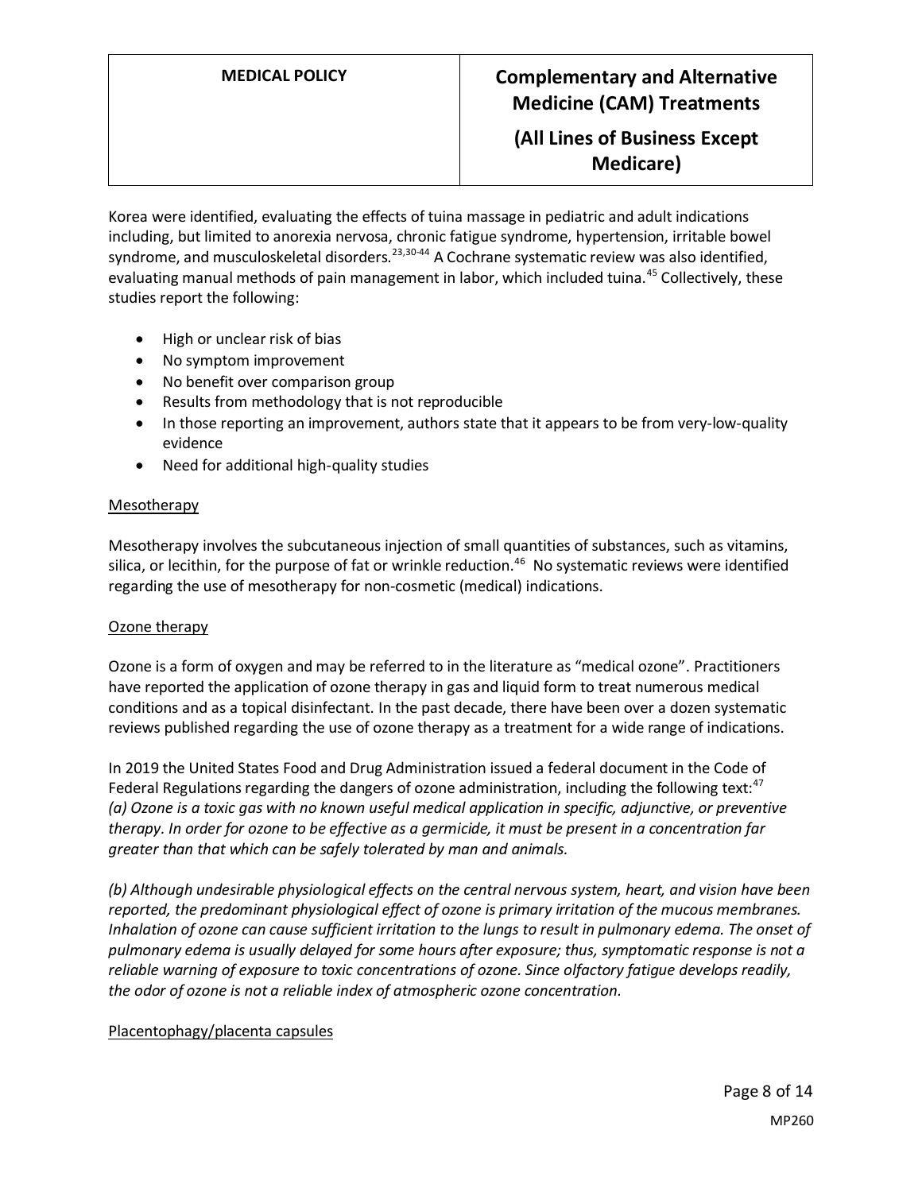Korea were identified, evaluating the effects of tuina massage in pediatric and adult indications including, but limited to anorexia nervosa, chronic fatigue syndrome, hypertension, irritable bowel syndrome, and musculoskeletal disorders.[23,30-44] A Cochrane systematic review was also identified, evaluating manual methods of pain management in labor, which included tuina.[45] Collectively, these studies report the following:

- High or unclear risk of bias
- No symptom improvement
- No benefit over comparison group
- Results from methodology that is not reproducible
- In those reporting an improvement, authors state that it appears to be from very-low-quality evidence
- Need for additional high-quality studies

Mesotherapy

Mesotherapy involves the subcutaneous injection of small quantities of substances, such as vitamins, silica, or lecithin, for the purpose of fat or wrinkle reduction.[46] No systematic reviews were identified regarding the use of mesotherapy for non-cosmetic (medical) indications.

Ozone therapy

Ozone is a form of oxygen and may be referred to in the literature as "medical ozone". Practitioners have reported the application of ozone therapy in gas and liquid form to treat numerous medical conditions and as a topical disinfectant. In the past decade, there have been over a dozen systematic reviews published regarding the use of ozone therapy as a treatment for a wide range of indications.

In 2019 the United States Food and Drug Administration issued a federal document in the Code of Federal Regulations regarding the dangers of ozone administration, including the following text:[47]
*(a) Ozone is a toxic gas with no known useful medical application in specific, adjunctive, or preventive therapy. In order for ozone to be effective as a germicide, it must be present in a concentration far greater than that which can be safely tolerated by man and animals.*

*(b) Although undesirable physiological effects on the central nervous system, heart, and vision have been reported, the predominant physiological effect of ozone is primary irritation of the mucous membranes. Inhalation of ozone can cause sufficient irritation to the lungs to result in pulmonary edema. The onset of pulmonary edema is usually delayed for some hours after exposure; thus, symptomatic response is not a reliable warning of exposure to toxic concentrations of ozone. Since olfactory fatigue develops readily, the odor of ozone is not a reliable index of atmospheric ozone concentration.*

Placentophagy/placenta capsules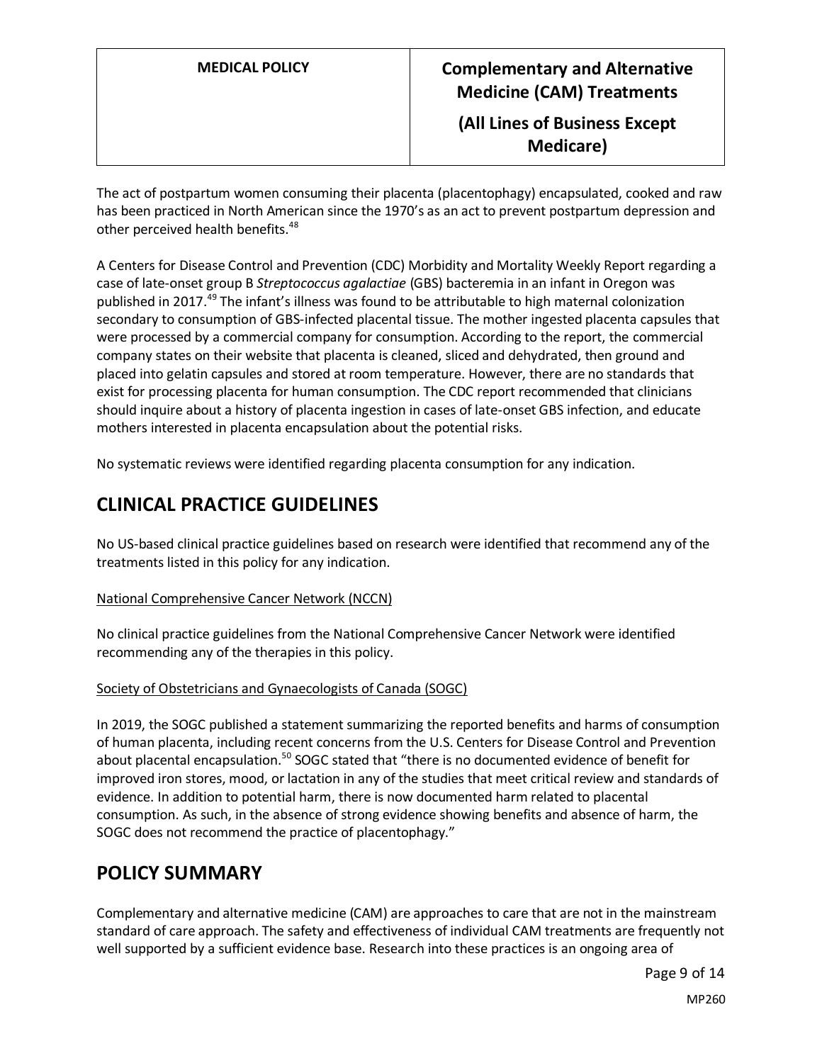The act of postpartum women consuming their placenta (placentophagy) encapsulated, cooked and raw has been practiced in North American since the 1970's as an act to prevent postpartum depression and other perceived health benefits.[48]

A Centers for Disease Control and Prevention (CDC) Morbidity and Mortality Weekly Report regarding a case of late-onset group B *Streptococcus agalactiae* (GBS) bacteremia in an infant in Oregon was published in 2017.[49] The infant's illness was found to be attributable to high maternal colonization secondary to consumption of GBS-infected placental tissue. The mother ingested placenta capsules that were processed by a commercial company for consumption. According to the report, the commercial company states on their website that placenta is cleaned, sliced and dehydrated, then ground and placed into gelatin capsules and stored at room temperature. However, there are no standards that exist for processing placenta for human consumption. The CDC report recommended that clinicians should inquire about a history of placenta ingestion in cases of late-onset GBS infection, and educate mothers interested in placenta encapsulation about the potential risks.

No systematic reviews were identified regarding placenta consumption for any indication.

## CLINICAL PRACTICE GUIDELINES

No US-based clinical practice guidelines based on research were identified that recommend any of the treatments listed in this policy for any indication.

National Comprehensive Cancer Network (NCCN)

No clinical practice guidelines from the National Comprehensive Cancer Network were identified recommending any of the therapies in this policy.

Society of Obstetricians and Gynaecologists of Canada (SOGC)

In 2019, the SOGC published a statement summarizing the reported benefits and harms of consumption of human placenta, including recent concerns from the U.S. Centers for Disease Control and Prevention about placental encapsulation.[50] SOGC stated that "there is no documented evidence of benefit for improved iron stores, mood, or lactation in any of the studies that meet critical review and standards of evidence. In addition to potential harm, there is now documented harm related to placental consumption. As such, in the absence of strong evidence showing benefits and absence of harm, the SOGC does not recommend the practice of placentophagy."

## POLICY SUMMARY

Complementary and alternative medicine (CAM) are approaches to care that are not in the mainstream standard of care approach. The safety and effectiveness of individual CAM treatments are frequently not well supported by a sufficient evidence base. Research into these practices is an ongoing area of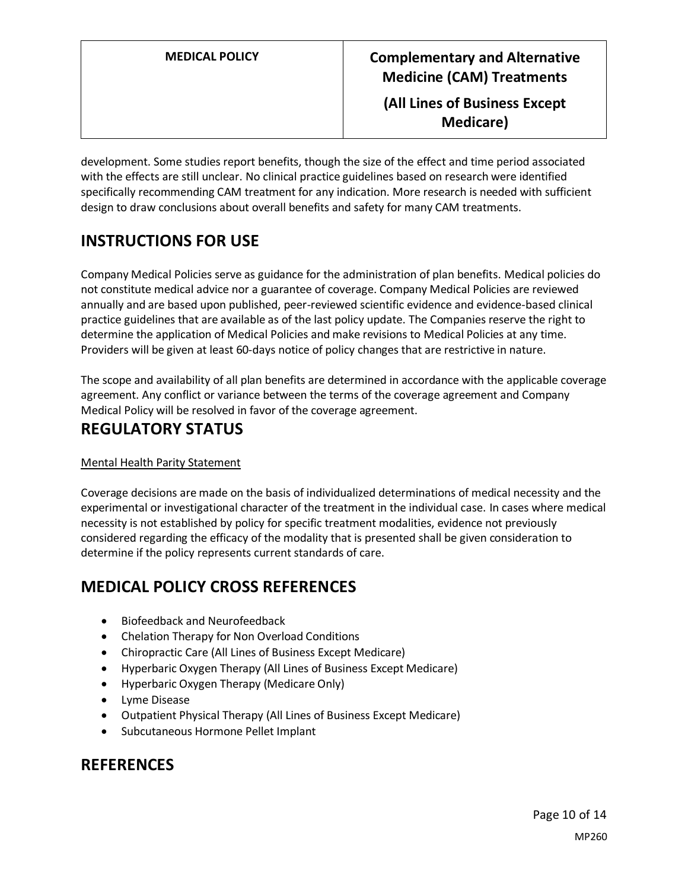development. Some studies report benefits, though the size of the effect and time period associated with the effects are still unclear. No clinical practice guidelines based on research were identified specifically recommending CAM treatment for any indication. More research is needed with sufficient design to draw conclusions about overall benefits and safety for many CAM treatments.

## INSTRUCTIONS FOR USE

Company Medical Policies serve as guidance for the administration of plan benefits. Medical policies do not constitute medical advice nor a guarantee of coverage. Company Medical Policies are reviewed annually and are based upon published, peer-reviewed scientific evidence and evidence-based clinical practice guidelines that are available as of the last policy update. The Companies reserve the right to determine the application of Medical Policies and make revisions to Medical Policies at any time. Providers will be given at least 60-days notice of policy changes that are restrictive in nature.

The scope and availability of all plan benefits are determined in accordance with the applicable coverage agreement. Any conflict or variance between the terms of the coverage agreement and Company Medical Policy will be resolved in favor of the coverage agreement.

## REGULATORY STATUS

Mental Health Parity Statement

Coverage decisions are made on the basis of individualized determinations of medical necessity and the experimental or investigational character of the treatment in the individual case. In cases where medical necessity is not established by policy for specific treatment modalities, evidence not previously considered regarding the efficacy of the modality that is presented shall be given consideration to determine if the policy represents current standards of care.

## MEDICAL POLICY CROSS REFERENCES

- Biofeedback and Neurofeedback
- Chelation Therapy for Non Overload Conditions
- Chiropractic Care (All Lines of Business Except Medicare)
- Hyperbaric Oxygen Therapy (All Lines of Business Except Medicare)
- Hyperbaric Oxygen Therapy (Medicare Only)
- Lyme Disease
- Outpatient Physical Therapy (All Lines of Business Except Medicare)
- Subcutaneous Hormone Pellet Implant

## REFERENCES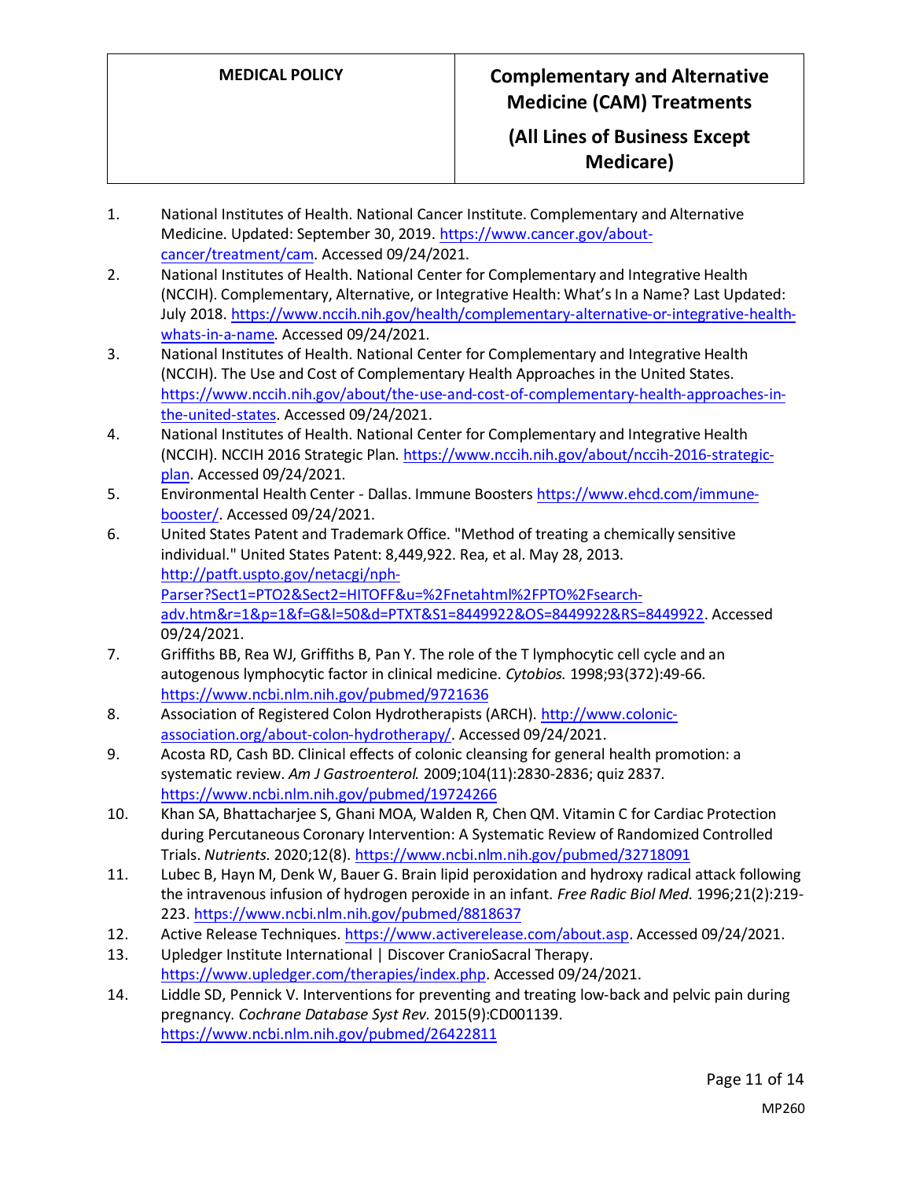1. National Institutes of Health. National Cancer Institute. Complementary and Alternative Medicine. Updated: September 30, 2019. https://www.cancer.gov/about-cancer/treatment/cam. Accessed 09/24/2021.
2. National Institutes of Health. National Center for Complementary and Integrative Health (NCCIH). Complementary, Alternative, or Integrative Health: What's In a Name? Last Updated: July 2018. https://www.nccih.nih.gov/health/complementary-alternative-or-integrative-health-whats-in-a-name. Accessed 09/24/2021.
3. National Institutes of Health. National Center for Complementary and Integrative Health (NCCIH). The Use and Cost of Complementary Health Approaches in the United States. https://www.nccih.nih.gov/about/the-use-and-cost-of-complementary-health-approaches-in-the-united-states. Accessed 09/24/2021.
4. National Institutes of Health. National Center for Complementary and Integrative Health (NCCIH). NCCIH 2016 Strategic Plan. https://www.nccih.nih.gov/about/nccih-2016-strategic-plan. Accessed 09/24/2021.
5. Environmental Health Center - Dallas. Immune Boosters https://www.ehcd.com/immune-booster/. Accessed 09/24/2021.
6. United States Patent and Trademark Office. "Method of treating a chemically sensitive individual." United States Patent: 8,449,922. Rea, et al. May 28, 2013. http://patft.uspto.gov/netacgi/nph-Parser?Sect1=PTO2&Sect2=HITOFF&u=%2Fnetahtml%2FPTO%2Fsearch-adv.htm&r=1&p=1&f=G&l=50&d=PTXT&S1=8449922&OS=8449922&RS=8449922. Accessed 09/24/2021.
7. Griffiths BB, Rea WJ, Griffiths B, Pan Y. The role of the T lymphocytic cell cycle and an autogenous lymphocytic factor in clinical medicine. *Cytobios.* 1998;93(372):49-66. https://www.ncbi.nlm.nih.gov/pubmed/9721636
8. Association of Registered Colon Hydrotherapists (ARCH). http://www.colonic-association.org/about-colon-hydrotherapy/. Accessed 09/24/2021.
9. Acosta RD, Cash BD. Clinical effects of colonic cleansing for general health promotion: a systematic review. *Am J Gastroenterol.* 2009;104(11):2830-2836; quiz 2837. https://www.ncbi.nlm.nih.gov/pubmed/19724266
10. Khan SA, Bhattacharjee S, Ghani MOA, Walden R, Chen QM. Vitamin C for Cardiac Protection during Percutaneous Coronary Intervention: A Systematic Review of Randomized Controlled Trials. *Nutrients.* 2020;12(8). https://www.ncbi.nlm.nih.gov/pubmed/32718091
11. Lubec B, Hayn M, Denk W, Bauer G. Brain lipid peroxidation and hydroxy radical attack following the intravenous infusion of hydrogen peroxide in an infant. *Free Radic Biol Med.* 1996;21(2):219-223. https://www.ncbi.nlm.nih.gov/pubmed/8818637
12. Active Release Techniques. https://www.activerelease.com/about.asp. Accessed 09/24/2021.
13. Upledger Institute International | Discover CranioSacral Therapy. https://www.upledger.com/therapies/index.php. Accessed 09/24/2021.
14. Liddle SD, Pennick V. Interventions for preventing and treating low-back and pelvic pain during pregnancy. *Cochrane Database Syst Rev.* 2015(9):CD001139. https://www.ncbi.nlm.nih.gov/pubmed/26422811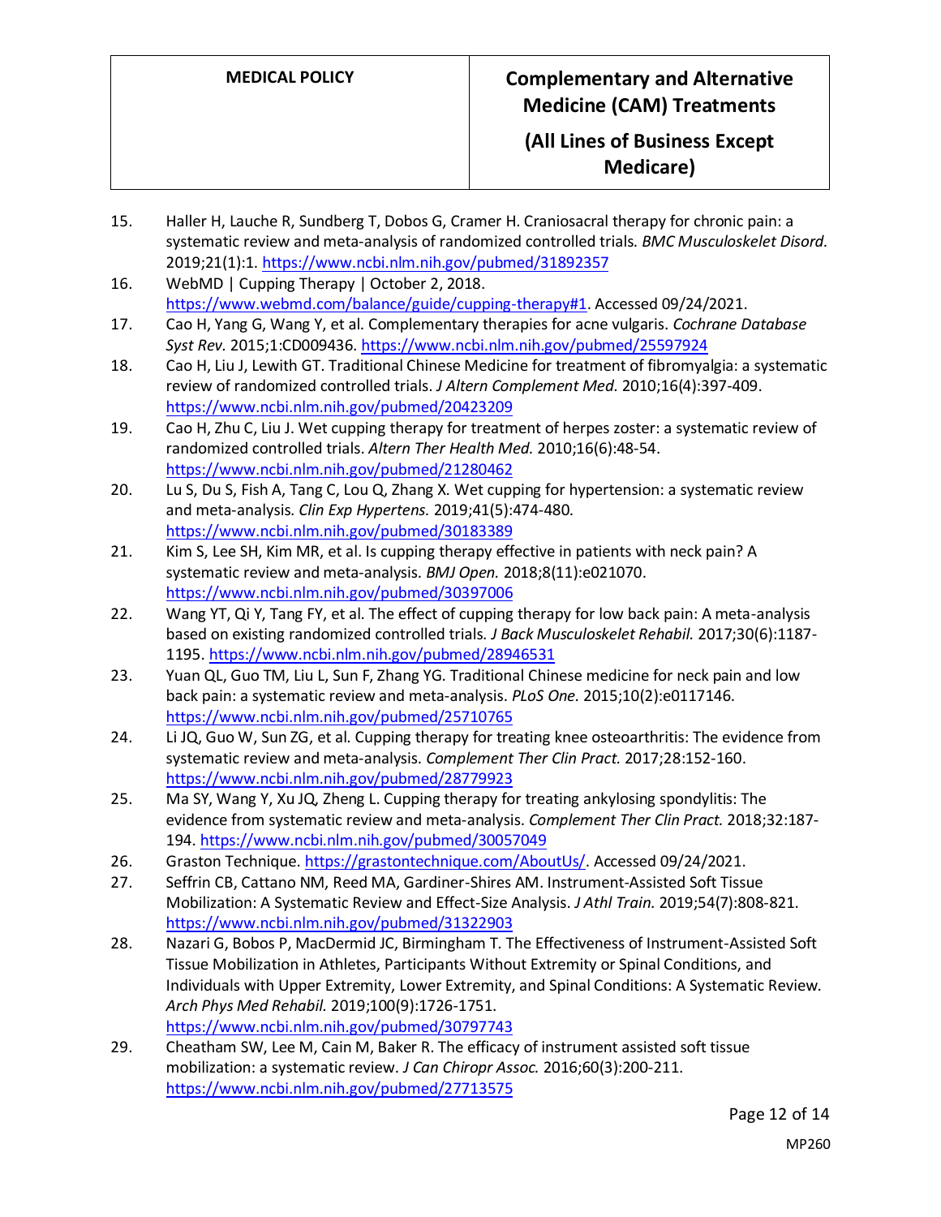15. Haller H, Lauche R, Sundberg T, Dobos G, Cramer H. Craniosacral therapy for chronic pain: a systematic review and meta-analysis of randomized controlled trials. *BMC Musculoskelet Disord.* 2019;21(1):1. https://www.ncbi.nlm.nih.gov/pubmed/31892357
16. WebMD | Cupping Therapy | October 2, 2018. https://www.webmd.com/balance/guide/cupping-therapy#1. Accessed 09/24/2021.
17. Cao H, Yang G, Wang Y, et al. Complementary therapies for acne vulgaris. *Cochrane Database Syst Rev.* 2015;1:CD009436. https://www.ncbi.nlm.nih.gov/pubmed/25597924
18. Cao H, Liu J, Lewith GT. Traditional Chinese Medicine for treatment of fibromyalgia: a systematic review of randomized controlled trials. *J Altern Complement Med.* 2010;16(4):397-409. https://www.ncbi.nlm.nih.gov/pubmed/20423209
19. Cao H, Zhu C, Liu J. Wet cupping therapy for treatment of herpes zoster: a systematic review of randomized controlled trials. *Altern Ther Health Med.* 2010;16(6):48-54. https://www.ncbi.nlm.nih.gov/pubmed/21280462
20. Lu S, Du S, Fish A, Tang C, Lou Q, Zhang X. Wet cupping for hypertension: a systematic review and meta-analysis. *Clin Exp Hypertens.* 2019;41(5):474-480. https://www.ncbi.nlm.nih.gov/pubmed/30183389
21. Kim S, Lee SH, Kim MR, et al. Is cupping therapy effective in patients with neck pain? A systematic review and meta-analysis. *BMJ Open.* 2018;8(11):e021070. https://www.ncbi.nlm.nih.gov/pubmed/30397006
22. Wang YT, Qi Y, Tang FY, et al. The effect of cupping therapy for low back pain: A meta-analysis based on existing randomized controlled trials. *J Back Musculoskelet Rehabil.* 2017;30(6):1187-1195. https://www.ncbi.nlm.nih.gov/pubmed/28946531
23. Yuan QL, Guo TM, Liu L, Sun F, Zhang YG. Traditional Chinese medicine for neck pain and low back pain: a systematic review and meta-analysis. *PLoS One.* 2015;10(2):e0117146. https://www.ncbi.nlm.nih.gov/pubmed/25710765
24. Li JQ, Guo W, Sun ZG, et al. Cupping therapy for treating knee osteoarthritis: The evidence from systematic review and meta-analysis. *Complement Ther Clin Pract.* 2017;28:152-160. https://www.ncbi.nlm.nih.gov/pubmed/28779923
25. Ma SY, Wang Y, Xu JQ, Zheng L. Cupping therapy for treating ankylosing spondylitis: The evidence from systematic review and meta-analysis. *Complement Ther Clin Pract.* 2018;32:187-194. https://www.ncbi.nlm.nih.gov/pubmed/30057049
26. Graston Technique. https://grastontechnique.com/AboutUs/. Accessed 09/24/2021.
27. Seffrin CB, Cattano NM, Reed MA, Gardiner-Shires AM. Instrument-Assisted Soft Tissue Mobilization: A Systematic Review and Effect-Size Analysis. *J Athl Train.* 2019;54(7):808-821. https://www.ncbi.nlm.nih.gov/pubmed/31322903
28. Nazari G, Bobos P, MacDermid JC, Birmingham T. The Effectiveness of Instrument-Assisted Soft Tissue Mobilization in Athletes, Participants Without Extremity or Spinal Conditions, and Individuals with Upper Extremity, Lower Extremity, and Spinal Conditions: A Systematic Review. *Arch Phys Med Rehabil.* 2019;100(9):1726-1751. https://www.ncbi.nlm.nih.gov/pubmed/30797743
29. Cheatham SW, Lee M, Cain M, Baker R. The efficacy of instrument assisted soft tissue mobilization: a systematic review. *J Can Chiropr Assoc.* 2016;60(3):200-211. https://www.ncbi.nlm.nih.gov/pubmed/27713575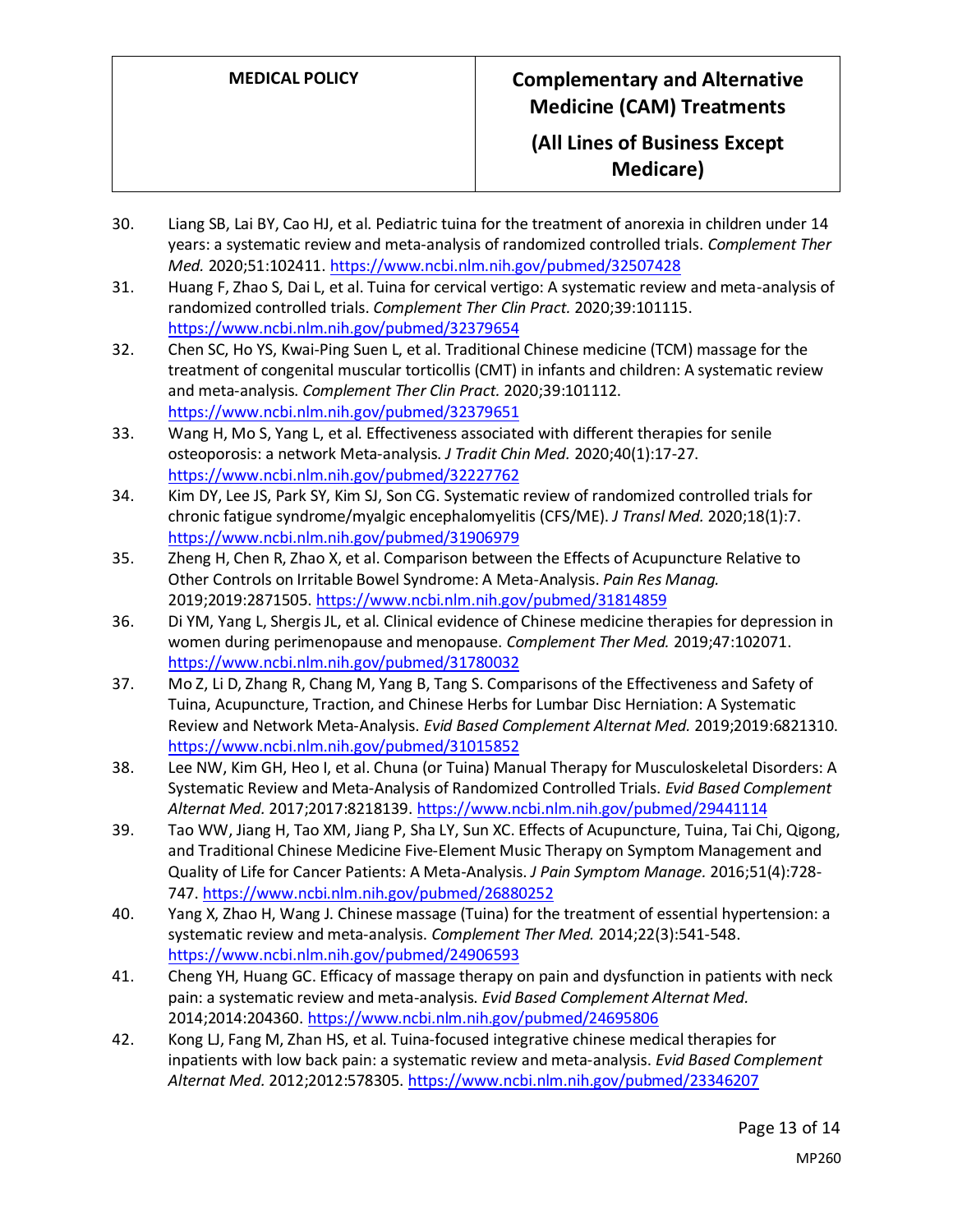30. Liang SB, Lai BY, Cao HJ, et al. Pediatric tuina for the treatment of anorexia in children under 14 years: a systematic review and meta-analysis of randomized controlled trials. *Complement Ther Med.* 2020;51:102411. https://www.ncbi.nlm.nih.gov/pubmed/32507428
31. Huang F, Zhao S, Dai L, et al. Tuina for cervical vertigo: A systematic review and meta-analysis of randomized controlled trials. *Complement Ther Clin Pract.* 2020;39:101115. https://www.ncbi.nlm.nih.gov/pubmed/32379654
32. Chen SC, Ho YS, Kwai-Ping Suen L, et al. Traditional Chinese medicine (TCM) massage for the treatment of congenital muscular torticollis (CMT) in infants and children: A systematic review and meta-analysis. *Complement Ther Clin Pract.* 2020;39:101112. https://www.ncbi.nlm.nih.gov/pubmed/32379651
33. Wang H, Mo S, Yang L, et al. Effectiveness associated with different therapies for senile osteoporosis: a network Meta-analysis. *J Tradit Chin Med.* 2020;40(1):17-27. https://www.ncbi.nlm.nih.gov/pubmed/32227762
34. Kim DY, Lee JS, Park SY, Kim SJ, Son CG. Systematic review of randomized controlled trials for chronic fatigue syndrome/myalgic encephalomyelitis (CFS/ME). *J Transl Med.* 2020;18(1):7. https://www.ncbi.nlm.nih.gov/pubmed/31906979
35. Zheng H, Chen R, Zhao X, et al. Comparison between the Effects of Acupuncture Relative to Other Controls on Irritable Bowel Syndrome: A Meta-Analysis. *Pain Res Manag.* 2019;2019:2871505. https://www.ncbi.nlm.nih.gov/pubmed/31814859
36. Di YM, Yang L, Shergis JL, et al. Clinical evidence of Chinese medicine therapies for depression in women during perimenopause and menopause. *Complement Ther Med.* 2019;47:102071. https://www.ncbi.nlm.nih.gov/pubmed/31780032
37. Mo Z, Li D, Zhang R, Chang M, Yang B, Tang S. Comparisons of the Effectiveness and Safety of Tuina, Acupuncture, Traction, and Chinese Herbs for Lumbar Disc Herniation: A Systematic Review and Network Meta-Analysis. *Evid Based Complement Alternat Med.* 2019;2019:6821310. https://www.ncbi.nlm.nih.gov/pubmed/31015852
38. Lee NW, Kim GH, Heo I, et al. Chuna (or Tuina) Manual Therapy for Musculoskeletal Disorders: A Systematic Review and Meta-Analysis of Randomized Controlled Trials. *Evid Based Complement Alternat Med.* 2017;2017:8218139. https://www.ncbi.nlm.nih.gov/pubmed/29441114
39. Tao WW, Jiang H, Tao XM, Jiang P, Sha LY, Sun XC. Effects of Acupuncture, Tuina, Tai Chi, Qigong, and Traditional Chinese Medicine Five-Element Music Therapy on Symptom Management and Quality of Life for Cancer Patients: A Meta-Analysis. *J Pain Symptom Manage.* 2016;51(4):728-747. https://www.ncbi.nlm.nih.gov/pubmed/26880252
40. Yang X, Zhao H, Wang J. Chinese massage (Tuina) for the treatment of essential hypertension: a systematic review and meta-analysis. *Complement Ther Med.* 2014;22(3):541-548. https://www.ncbi.nlm.nih.gov/pubmed/24906593
41. Cheng YH, Huang GC. Efficacy of massage therapy on pain and dysfunction in patients with neck pain: a systematic review and meta-analysis. *Evid Based Complement Alternat Med.* 2014;2014:204360. https://www.ncbi.nlm.nih.gov/pubmed/24695806
42. Kong LJ, Fang M, Zhan HS, et al. Tuina-focused integrative chinese medical therapies for inpatients with low back pain: a systematic review and meta-analysis. *Evid Based Complement Alternat Med.* 2012;2012:578305. https://www.ncbi.nlm.nih.gov/pubmed/23346207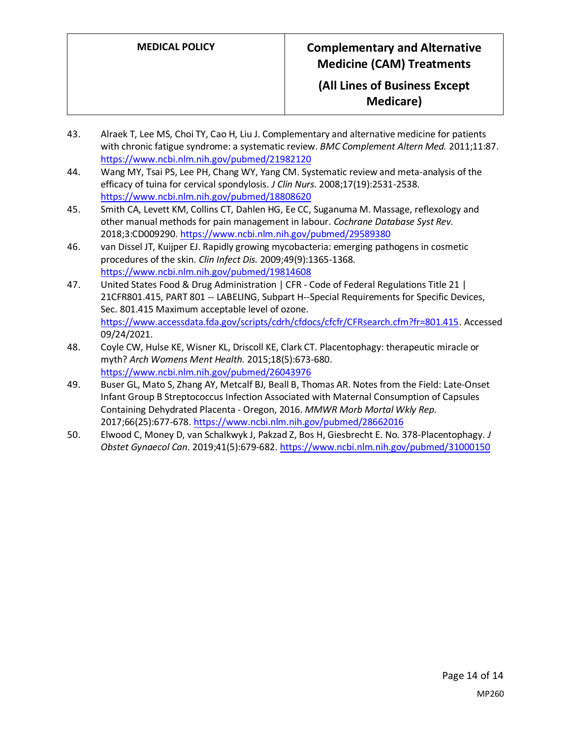43. Alraek T, Lee MS, Choi TY, Cao H, Liu J. Complementary and alternative medicine for patients with chronic fatigue syndrome: a systematic review. *BMC Complement Altern Med.* 2011;11:87. https://www.ncbi.nlm.nih.gov/pubmed/21982120
44. Wang MY, Tsai PS, Lee PH, Chang WY, Yang CM. Systematic review and meta-analysis of the efficacy of tuina for cervical spondylosis. *J Clin Nurs.* 2008;17(19):2531-2538. https://www.ncbi.nlm.nih.gov/pubmed/18808620
45. Smith CA, Levett KM, Collins CT, Dahlen HG, Ee CC, Suganuma M. Massage, reflexology and other manual methods for pain management in labour. *Cochrane Database Syst Rev.* 2018;3:CD009290. https://www.ncbi.nlm.nih.gov/pubmed/29589380
46. van Dissel JT, Kuijper EJ. Rapidly growing mycobacteria: emerging pathogens in cosmetic procedures of the skin. *Clin Infect Dis.* 2009;49(9):1365-1368. https://www.ncbi.nlm.nih.gov/pubmed/19814608
47. United States Food & Drug Administration | CFR - Code of Federal Regulations Title 21 | 21CFR801.415, PART 801 -- LABELING, Subpart H--Special Requirements for Specific Devices, Sec. 801.415 Maximum acceptable level of ozone. https://www.accessdata.fda.gov/scripts/cdrh/cfdocs/cfcfr/CFRsearch.cfm?fr=801.415. Accessed 09/24/2021.
48. Coyle CW, Hulse KE, Wisner KL, Driscoll KE, Clark CT. Placentophagy: therapeutic miracle or myth? *Arch Womens Ment Health.* 2015;18(5):673-680. https://www.ncbi.nlm.nih.gov/pubmed/26043976
49. Buser GL, Mato S, Zhang AY, Metcalf BJ, Beall B, Thomas AR. Notes from the Field: Late-Onset Infant Group B Streptococcus Infection Associated with Maternal Consumption of Capsules Containing Dehydrated Placenta - Oregon, 2016. *MMWR Morb Mortal Wkly Rep.* 2017;66(25):677-678. https://www.ncbi.nlm.nih.gov/pubmed/28662016
50. Elwood C, Money D, van Schalkwyk J, Pakzad Z, Bos H, Giesbrecht E. No. 378-Placentophagy. *J Obstet Gynaecol Can.* 2019;41(5):679-682. https://www.ncbi.nlm.nih.gov/pubmed/31000150